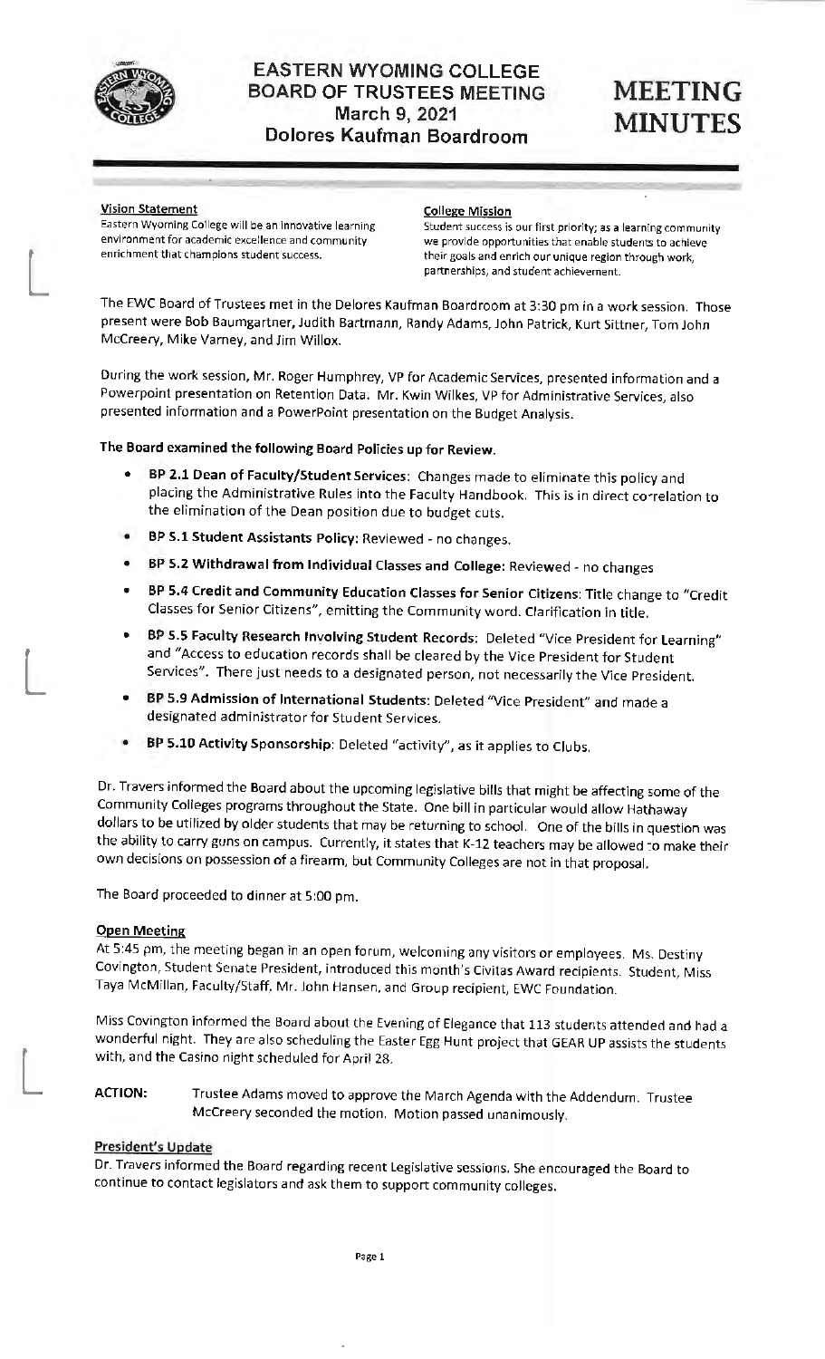# EASTERN WYOMING COLLEGE
## BOARD OF TRUSTEES MEETING
### March 9, 2021
### Dolores Kaufman Boardroom

# MEETING MINUTES

**Vision Statement**
Eastern Wyoming College will be an innovative learning environment for academic excellence and community enrichment that champions student success.

**College Mission**
Student success is our first priority; as a learning community we provide opportunities that enable students to achieve their goals and enrich our unique region through work, partnerships, and student achievement.

The EWC Board of Trustees met in the Delores Kaufman Boardroom at 3:30 pm in a work session. Those present were Bob Baumgartner, Judith Bartmann, Randy Adams, John Patrick, Kurt Sittner, Tom John McCreery, Mike Varney, and Jim Willox.

During the work session, Mr. Roger Humphrey, VP for Academic Services, presented information and a Powerpoint presentation on Retention Data. Mr. Kwin Wilkes, VP for Administrative Services, also presented information and a PowerPoint presentation on the Budget Analysis.

**The Board examined the following Board Policies up for Review.**

- **BP 2.1 Dean of Faculty/Student Services**: Changes made to eliminate this policy and placing the Administrative Rules into the Faculty Handbook. This is in direct correlation to the elimination of the Dean position due to budget cuts.
- **BP 5.1 Student Assistants Policy**: Reviewed - no changes.
- **BP 5.2 Withdrawal from Individual Classes and College**: Reviewed - no changes
- **BP 5.4 Credit and Community Education Classes for Senior Citizens**: Title change to "Credit Classes for Senior Citizens", emitting the Community word. Clarification in title.
- **BP 5.5 Faculty Research Involving Student Records**: Deleted "Vice President for Learning" and "Access to education records shall be cleared by the Vice President for Student Services". There just needs to a designated person, not necessarily the Vice President.
- **BP 5.9 Admission of International Students**: Deleted "Vice President" and made a designated administrator for Student Services.
- **BP 5.10 Activity Sponsorship**: Deleted "activity", as it applies to Clubs.

Dr. Travers informed the Board about the upcoming legislative bills that might be affecting some of the Community Colleges programs throughout the State. One bill in particular would allow Hathaway dollars to be utilized by older students that may be returning to school. One of the bills in question was the ability to carry guns on campus. Currently, it states that K-12 teachers may be allowed to make their own decisions on possession of a firearm, but Community Colleges are not in that proposal.

The Board proceeded to dinner at 5:00 pm.

**Open Meeting**

At 5:45 pm, the meeting began in an open forum, welcoming any visitors or employees. Ms. Destiny Covington, Student Senate President, introduced this month's Civitas Award recipients. Student, Miss Taya McMillan, Faculty/Staff, Mr. John Hansen, and Group recipient, EWC Foundation.

Miss Covington informed the Board about the Evening of Elegance that 113 students attended and had a wonderful night. They are also scheduling the Easter Egg Hunt project that GEAR UP assists the students with, and the Casino night scheduled for April 28.

**ACTION:** Trustee Adams moved to approve the March Agenda with the Addendum. Trustee McCreery seconded the motion. Motion passed unanimously.

**President's Update**

Dr. Travers informed the Board regarding recent Legislative sessions. She encouraged the Board to continue to contact legislators and ask them to support community colleges.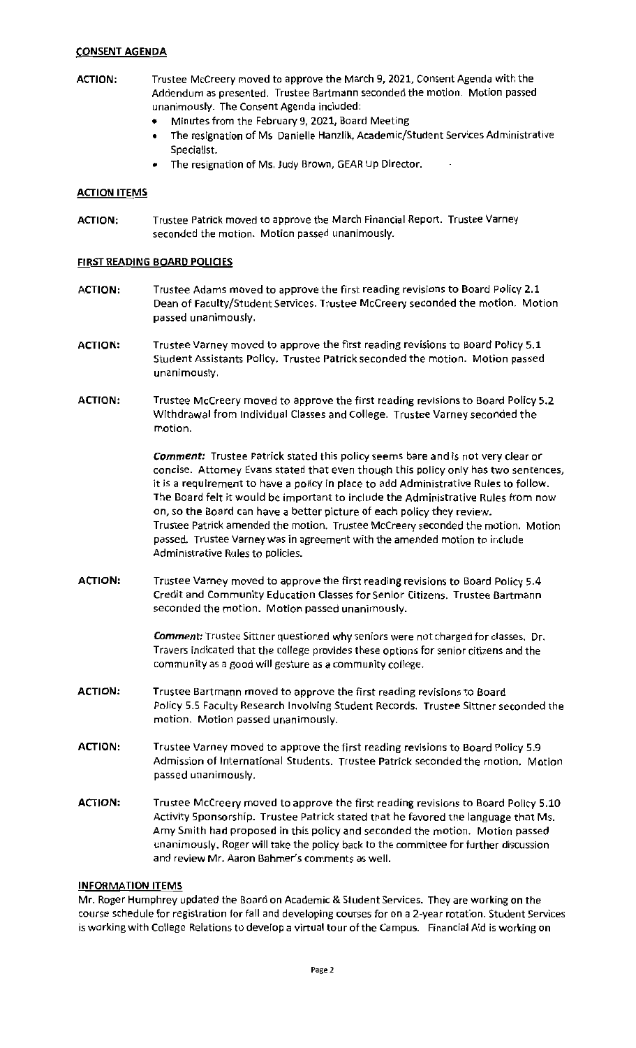## CONSENT AGENDA

**ACTION:** Trustee McCreery moved to approve the March 9, 2021, Consent Agenda with the Addendum as presented. Trustee Bartmann seconded the motion. Motion passed unanimously. The Consent Agenda included:

- Minutes from the February 9, 2021, Board Meeting
- The resignation of Ms. Danielle Hanzlik, Academic/Student Services Administrative Specialist.
- The resignation of Ms. Judy Brown, GEAR Up Director.

## ACTION ITEMS

**ACTION:** Trustee Patrick moved to approve the March Financial Report. Trustee Varney seconded the motion. Motion passed unanimously.

## FIRST READING BOARD POLICIES

**ACTION:** Trustee Adams moved to approve the first reading revisions to Board Policy 2.1 Dean of Faculty/Student Services. Trustee McCreery seconded the motion. Motion passed unanimously.

**ACTION:** Trustee Varney moved to approve the first reading revisions to Board Policy 5.1 Student Assistants Policy. Trustee Patrick seconded the motion. Motion passed unanimously.

**ACTION:** Trustee McCreery moved to approve the first reading revisions to Board Policy 5.2 Withdrawal from Individual Classes and College. Trustee Varney seconded the motion.

***Comment:*** Trustee Patrick stated this policy seems bare and is not very clear or concise. Attorney Evans stated that even though this policy only has two sentences, it is a requirement to have a policy in place to add Administrative Rules to follow. The Board felt it would be important to include the Administrative Rules from now on, so the Board can have a better picture of each policy they review. Trustee Patrick amended the motion. Trustee McCreery seconded the motion. Motion passed. Trustee Varney was in agreement with the amended motion to include Administrative Rules to policies.

**ACTION:** Trustee Varney moved to approve the first reading revisions to Board Policy 5.4 Credit and Community Education Classes for Senior Citizens. Trustee Bartmann seconded the motion. Motion passed unanimously.

***Comment:*** Trustee Sittner questioned why seniors were not charged for classes. Dr. Travers indicated that the college provides these options for senior citizens and the community as a good will gesture as a community college.

**ACTION:** Trustee Bartmann moved to approve the first reading revisions to Board Policy 5.5 Faculty Research Involving Student Records. Trustee Sittner seconded the motion. Motion passed unanimously.

**ACTION:** Trustee Varney moved to approve the first reading revisions to Board Policy 5.9 Admission of International Students. Trustee Patrick seconded the motion. Motion passed unanimously.

**ACTION:** Trustee McCreery moved to approve the first reading revisions to Board Policy 5.10 Activity Sponsorship. Trustee Patrick stated that he favored the language that Ms. Amy Smith had proposed in this policy and seconded the motion. Motion passed unanimously. Roger will take the policy back to the committee for further discussion and review Mr. Aaron Bahmer's comments as well.

## INFORMATION ITEMS

Mr. Roger Humphrey updated the Board on Academic & Student Services. They are working on the course schedule for registration for fall and developing courses for on a 2-year rotation. Student Services is working with College Relations to develop a virtual tour of the Campus. Financial Aid is working on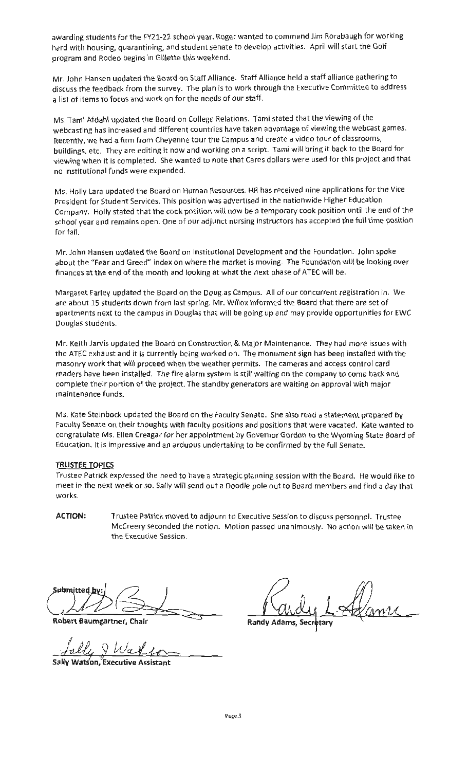awarding students for the FY21-22 school year. Roger wanted to commend Jim Rorabaugh for working hard with housing, quarantining, and student senate to develop activities. April will start the Golf program and Rodeo begins in Gillette this weekend.

Mr. John Hansen updated the Board on Staff Alliance. Staff Alliance held a staff alliance gathering to discuss the feedback from the survey. The plan is to work through the Executive Committee to address a list of items to focus and work on for the needs of our staff.

Ms. Tami Afdahl updated the Board on College Relations. Tami stated that the viewing of the webcasting has increased and different countries have taken advantage of viewing the webcast games. Recently, we had a firm from Cheyenne tour the Campus and create a video tour of classrooms, buildings, etc. They are editing it now and working on a script. Tami will bring it back to the Board for viewing when it is completed. She wanted to note that Cares dollars were used for this project and that no institutional funds were expended.

Ms. Holly Lara updated the Board on Human Resources. HR has received nine applications for the Vice President for Student Services. This position was advertised in the nationwide Higher Education Company. Holly stated that the cook position will now be a temporary cook position until the end of the school year and remains open. One of our adjunct nursing instructors has accepted the full time position for fall.

Mr. John Hansen updated the Board on Institutional Development and the Foundation. John spoke about the "Fear and Greed" index on where the market is moving. The Foundation will be looking over finances at the end of the month and looking at what the next phase of ATEC will be.

Margaret Farley updated the Board on the Douglas Campus. All of our concurrent registration in. We are about 15 students down from last spring. Mr. Willox informed the Board that there are set of apartments next to the campus in Douglas that will be going up and may provide opportunities for EWC Douglas students.

Mr. Keith Jarvis updated the Board on Construction & Major Maintenance. They had more issues with the ATEC exhaust and it is currently being worked on. The monument sign has been installed with the masonry work that will proceed when the weather permits. The cameras and access control card readers have been installed. The fire alarm system is still waiting on the company to come back and complete their portion of the project. The standby generators are waiting on approval with major maintenance funds.

Ms. Kate Steinbock updated the Board on the Faculty Senate. She also read a statement prepared by Faculty Senate on their thoughts with faculty positions and positions that were vacated. Kate wanted to congratulate Ms. Ellen Creagar for her appointment by Governor Gordon to the Wyoming State Board of Education. It is impressive and an arduous undertaking to be confirmed by the full Senate.

**TRUSTEE TOPICS**

Trustee Patrick expressed the need to have a strategic planning session with the Board. He would like to meet in the next week or so. Sally will send out a Doodle pole out to Board members and find a day that works.

**ACTION:** Trustee Patrick moved to adjourn to Executive Session to discuss personnel. Trustee McCreery seconded the notion. Motion passed unanimously. No action will be taken in the Executive Session.

Submitted by:

**Robert Baumgartner, Chair**

**Randy Adams, Secretary**

**Sally Watson, Executive Assistant**